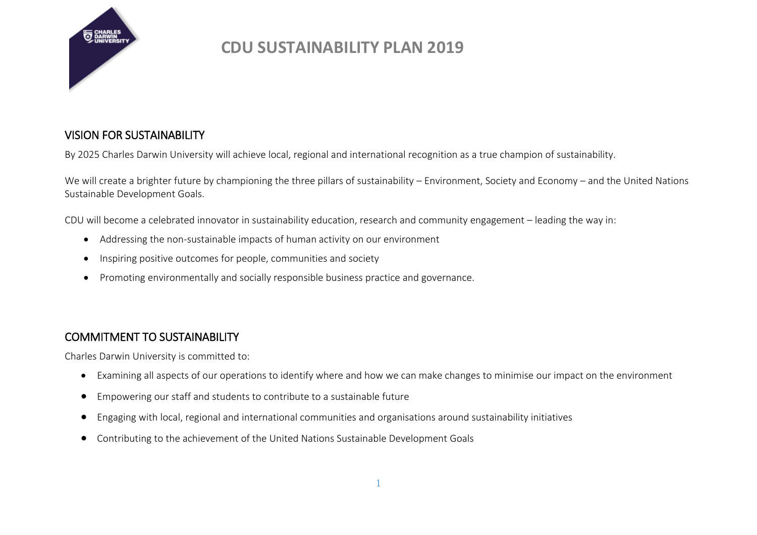# CDU SUSTAINABILITY PLAN 2019

## VISION FOR SUSTAINABILITY

By 2025 Charles Darwin University will achieve local, regional and international recognition as a true champion of sustainability.

We will create a brighter future by championing the three pillars of sustainability – Environment, Society and Economy – and the United Nations Sustainable Development Goals.

CDU will become a celebrated innovator in sustainability education, research and community engagement – leading the way in:

- Addressing the non-sustainable impacts of human activity on our environment
- Inspiring positive outcomes for people, communities and society
- Promoting environmentally and socially responsible business practice and governance.

## COMMITMENT TO SUSTAINABILITY

Charles Darwin University is committed to:

- Examining all aspects of our operations to identify where and how we can make changes to minimise our impact on the environment
- Empowering our staff and students to contribute to a sustainable future
- Engaging with local, regional and international communities and organisations around sustainability initiatives
- Contributing to the achievement of the United Nations Sustainable Development Goals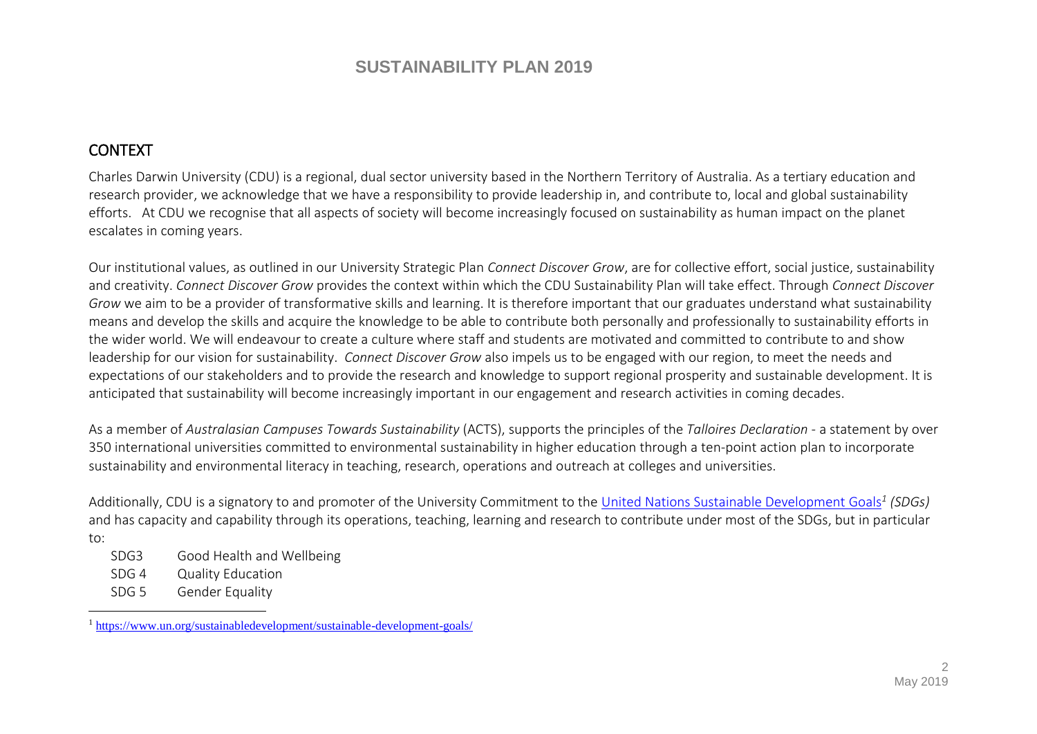# SUSTAINABILITY PLAN 2019

## CONTEXT

Charles Darwin University (CDU) is a regional, dual sector university based in the Northern Territory of Australia. As a tertiary education and research provider, we acknowledge that we have a responsibility to provide leadership in, and contribute to, local and global sustainability efforts. At CDU we recognise that all aspects of society will become increasingly focused on sustainability as human impact on the planet escalates in coming years.

Our institutional values, as outlined in our University Strategic Plan *Connect Discover Grow*, are for collective effort, social justice, sustainability and creativity. *Connect Discover Grow* provides the context within which the CDU Sustainability Plan will take effect. Through *Connect Discover Grow* we aim to be a provider of transformative skills and learning. It is therefore important that our graduates understand what sustainability means and develop the skills and acquire the knowledge to be able to contribute both personally and professionally to sustainability efforts in the wider world. We will endeavour to create a culture where staff and students are motivated and committed to contribute to and show leadership for our vision for sustainability. *Connect Discover Grow* also impels us to be engaged with our region, to meet the needs and expectations of our stakeholders and to provide the research and knowledge to support regional prosperity and sustainable development. It is anticipated that sustainability will become increasingly important in our engagement and research activities in coming decades.

As a member of *Australasian Campuses Towards Sustainability* (ACTS), supports the principles of the *Talloires Declaration* - a statement by over 350 international universities committed to environmental sustainability in higher education through a ten-point action plan to incorporate sustainability and environmental literacy in teaching, research, operations and outreach at colleges and universities.

Additionally, CDU is a signatory to and promoter of the University Commitment to the [United Nations Sustainable Development Goals](https://www.un.org/sustainabledevelopment/sustainable-development-goals/)[1] *(SDGs)* and has capacity and capability through its operations, teaching, learning and research to contribute under most of the SDGs, but in particular to:

- SDG3 Good Health and Wellbeing
- SDG 4 Quality Education
- SDG 5 Gender Equality

[1] https://www.un.org/sustainabledevelopment/sustainable-development-goals/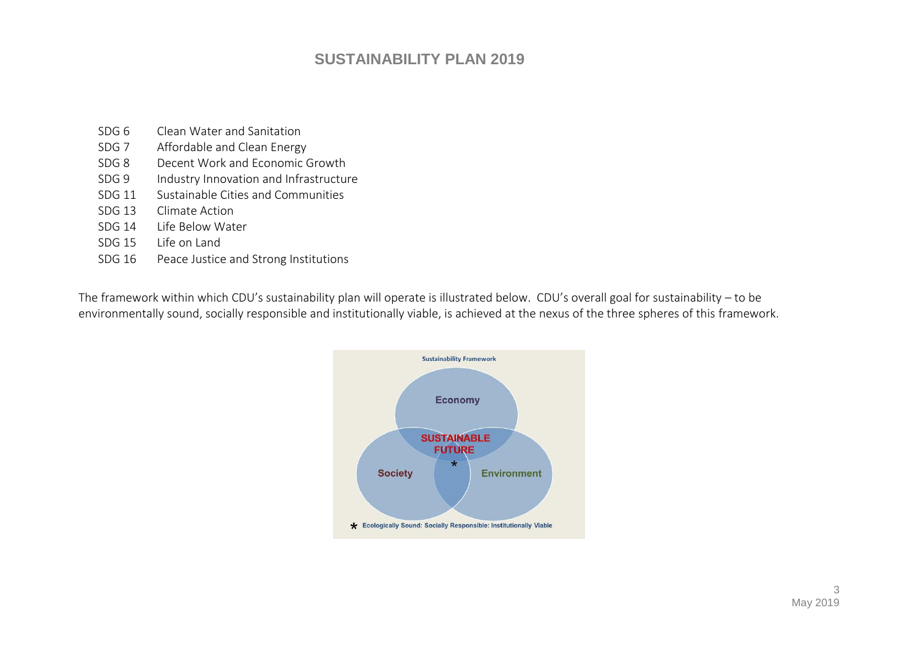- SDG 6 Clean Water and Sanitation
- SDG 7 Affordable and Clean Energy
- SDG 8 Decent Work and Economic Growth
- SDG 9 Industry Innovation and Infrastructure
- SDG 11 Sustainable Cities and Communities
- SDG 13 Climate Action
- SDG 14 Life Below Water
- SDG 15 Life on Land
- SDG 16 Peace Justice and Strong Institutions

The framework within which CDU's sustainability plan will operate is illustrated below. CDU's overall goal for sustainability – to be environmentally sound, socially responsible and institutionally viable, is achieved at the nexus of the three spheres of this framework.

Sustainability Framework

Economy

SUSTAINABLE FUTURE *

Society

Environment

* Ecologically Sound: Socially Responsible: Institutionally Viable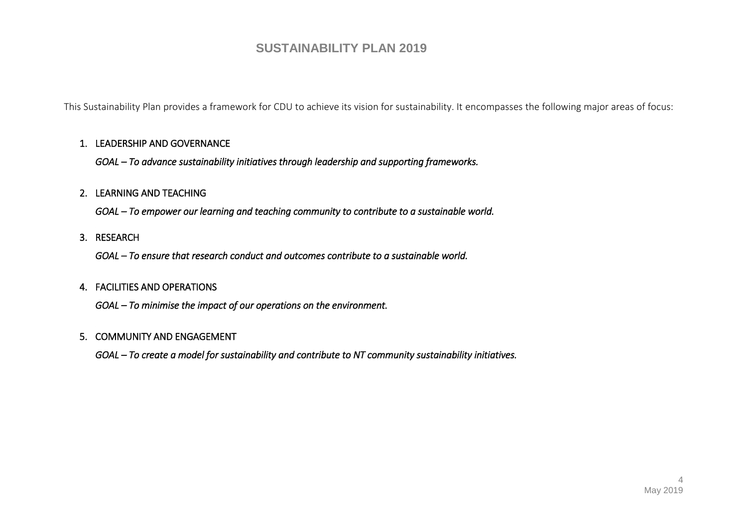# SUSTAINABILITY PLAN 2019

This Sustainability Plan provides a framework for CDU to achieve its vision for sustainability. It encompasses the following major areas of focus:

1. LEADERSHIP AND GOVERNANCE

   *GOAL – To advance sustainability initiatives through leadership and supporting frameworks.*

2. LEARNING AND TEACHING

   *GOAL – To empower our learning and teaching community to contribute to a sustainable world.*

3. RESEARCH

   *GOAL – To ensure that research conduct and outcomes contribute to a sustainable world.*

4. FACILITIES AND OPERATIONS

   *GOAL – To minimise the impact of our operations on the environment.*

5. COMMUNITY AND ENGAGEMENT

   *GOAL – To create a model for sustainability and contribute to NT community sustainability initiatives.*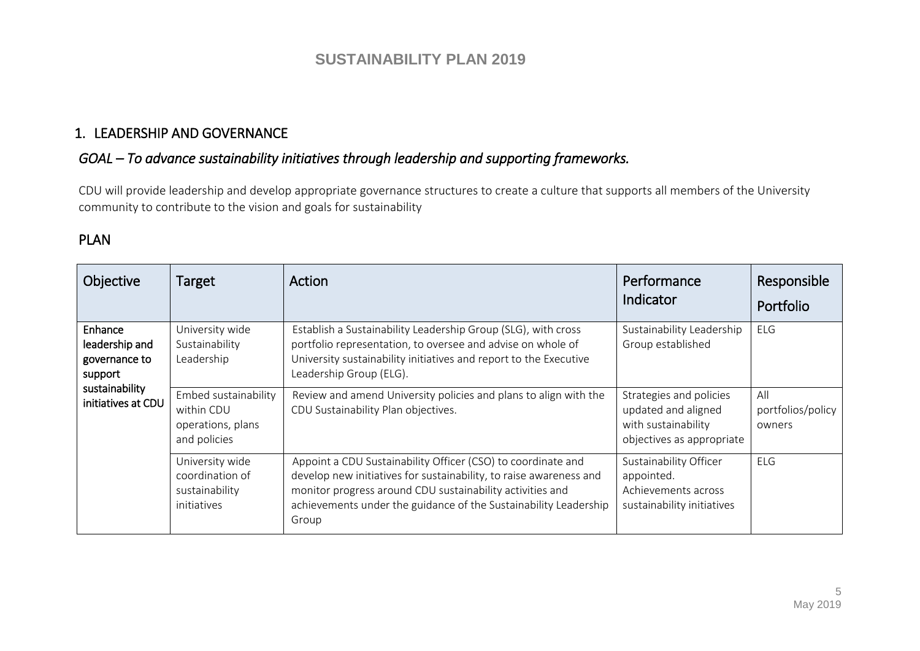## 1. LEADERSHIP AND GOVERNANCE

### *GOAL – To advance sustainability initiatives through leadership and supporting frameworks.*

CDU will provide leadership and develop appropriate governance structures to create a culture that supports all members of the University community to contribute to the vision and goals for sustainability

## PLAN

| Objective | Target | Action | Performance Indicator | Responsible Portfolio |
|---|---|---|---|---|
| **Enhance leadership and governance to support sustainability initiatives at CDU** | University wide Sustainability Leadership | Establish a Sustainability Leadership Group (SLG), with cross portfolio representation, to oversee and advise on whole of University sustainability initiatives and report to the Executive Leadership Group (ELG). | Sustainability Leadership Group established | ELG |
| | Embed sustainability within CDU operations, plans and policies | Review and amend University policies and plans to align with the CDU Sustainability Plan objectives. | Strategies and policies updated and aligned with sustainability objectives as appropriate | All portfolios/policy owners |
| | University wide coordination of sustainability initiatives | Appoint a CDU Sustainability Officer (CSO) to coordinate and develop new initiatives for sustainability, to raise awareness and monitor progress around CDU sustainability activities and achievements under the guidance of the Sustainability Leadership Group | Sustainability Officer appointed. Achievements across sustainability initiatives | ELG |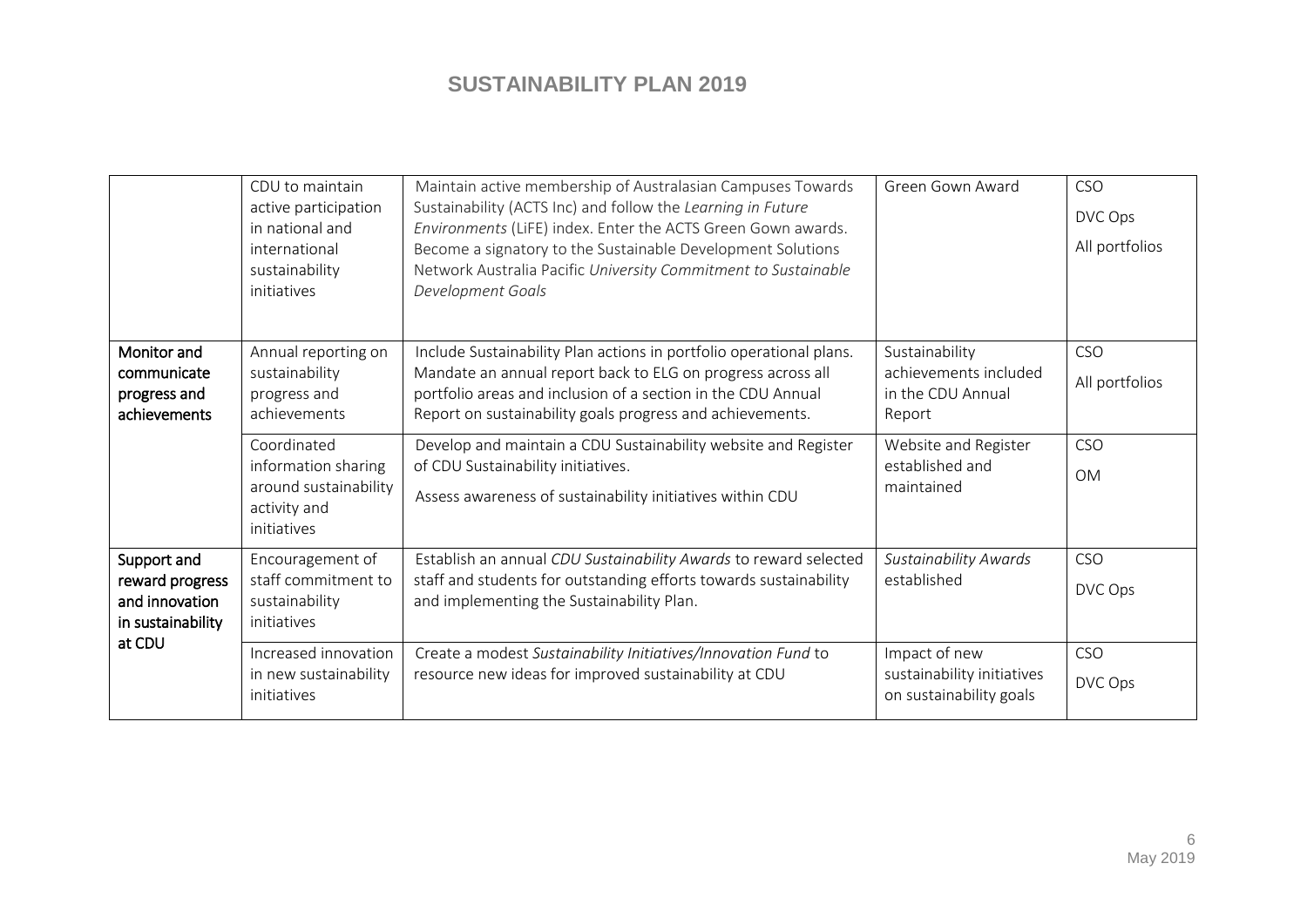| | | | | |
|---|---|---|---|---|
| | CDU to maintain active participation in national and international sustainability initiatives | Maintain active membership of Australasian Campuses Towards Sustainability (ACTS Inc) and follow the *Learning in Future Environments* (LiFE) index. Enter the ACTS Green Gown awards. Become a signatory to the Sustainable Development Solutions Network Australia Pacific *University Commitment to Sustainable Development Goals* | Green Gown Award | CSO<br>DVC Ops<br>All portfolios |
| **Monitor and communicate progress and achievements** | Annual reporting on sustainability progress and achievements | Include Sustainability Plan actions in portfolio operational plans. Mandate an annual report back to ELG on progress across all portfolio areas and inclusion of a section in the CDU Annual Report on sustainability goals progress and achievements. | Sustainability achievements included in the CDU Annual Report | CSO<br>All portfolios |
| | Coordinated information sharing around sustainability activity and initiatives | Develop and maintain a CDU Sustainability website and Register of CDU Sustainability initiatives.<br>Assess awareness of sustainability initiatives within CDU | Website and Register established and maintained | CSO<br>OM |
| **Support and reward progress and innovation in sustainability at CDU** | Encouragement of staff commitment to sustainability initiatives | Establish an annual *CDU Sustainability Awards* to reward selected staff and students for outstanding efforts towards sustainability and implementing the Sustainability Plan. | *Sustainability Awards* established | CSO<br>DVC Ops |
| | Increased innovation in new sustainability initiatives | Create a modest *Sustainability Initiatives/Innovation Fund* to resource new ideas for improved sustainability at CDU | Impact of new sustainability initiatives on sustainability goals | CSO<br>DVC Ops |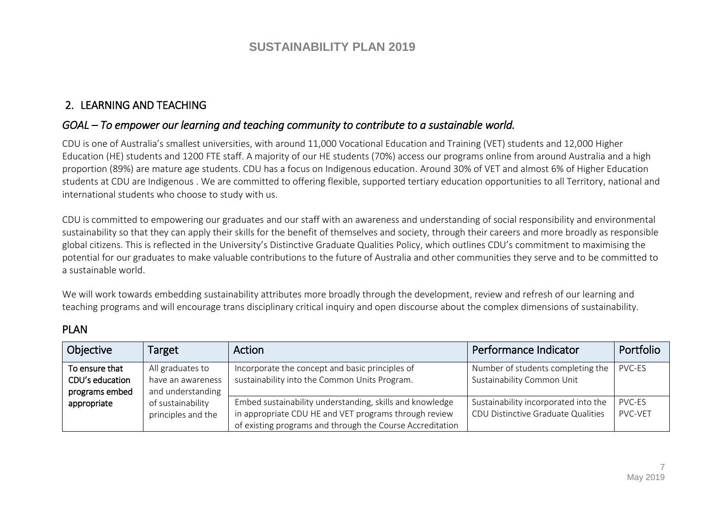## 2. LEARNING AND TEACHING

### *GOAL – To empower our learning and teaching community to contribute to a sustainable world.*

CDU is one of Australia's smallest universities, with around 11,000 Vocational Education and Training (VET) students and 12,000 Higher Education (HE) students and 1200 FTE staff. A majority of our HE students (70%) access our programs online from around Australia and a high proportion (89%) are mature age students. CDU has a focus on Indigenous education. Around 30% of VET and almost 6% of Higher Education students at CDU are Indigenous . We are committed to offering flexible, supported tertiary education opportunities to all Territory, national and international students who choose to study with us.

CDU is committed to empowering our graduates and our staff with an awareness and understanding of social responsibility and environmental sustainability so that they can apply their skills for the benefit of themselves and society, through their careers and more broadly as responsible global citizens. This is reflected in the University's Distinctive Graduate Qualities Policy, which outlines CDU's commitment to maximising the potential for our graduates to make valuable contributions to the future of Australia and other communities they serve and to be committed to a sustainable world.

We will work towards embedding sustainability attributes more broadly through the development, review and refresh of our learning and teaching programs and will encourage trans disciplinary critical inquiry and open discourse about the complex dimensions of sustainability.

## PLAN

| Objective | Target | Action | Performance Indicator | Portfolio |
|---|---|---|---|---|
| **To ensure that CDU's education programs embed appropriate** | All graduates to have an awareness and understanding of sustainability principles and the | Incorporate the concept and basic principles of sustainability into the Common Units Program. | Number of students completing the Sustainability Common Unit | PVC-ES |
| | | Embed sustainability understanding, skills and knowledge in appropriate CDU HE and VET programs through review of existing programs and through the Course Accreditation | Sustainability incorporated into the CDU Distinctive Graduate Qualities | PVC-ES PVC-VET |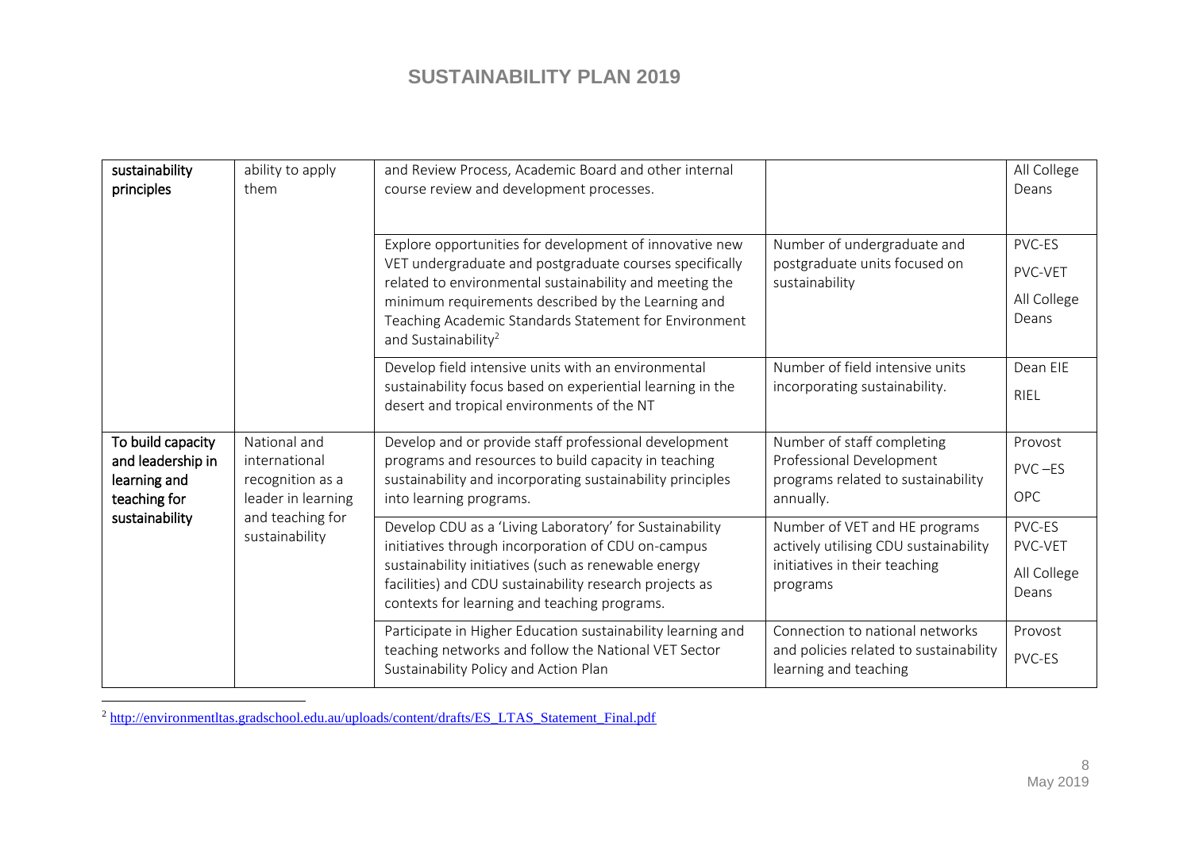| | | | | |
|---|---|---|---|---|
| sustainability principles | ability to apply them | and Review Process, Academic Board and other internal course review and development processes. | | All College Deans |
| | | Explore opportunities for development of innovative new VET undergraduate and postgraduate courses specifically related to environmental sustainability and meeting the minimum requirements described by the Learning and Teaching Academic Standards Statement for Environment and Sustainability[2] | Number of undergraduate and postgraduate units focused on sustainability | PVC-ES<br>PVC-VET<br>All College Deans |
| | | Develop field intensive units with an environmental sustainability focus based on experiential learning in the desert and tropical environments of the NT | Number of field intensive units incorporating sustainability. | Dean EIE<br>RIEL |
| To build capacity and leadership in learning and teaching for sustainability | National and international recognition as a leader in learning and teaching for sustainability | Develop and or provide staff professional development programs and resources to build capacity in teaching sustainability and incorporating sustainability principles into learning programs. | Number of staff completing Professional Development programs related to sustainability annually. | Provost<br>PVC –ES<br>OPC |
| | | Develop CDU as a 'Living Laboratory' for Sustainability initiatives through incorporation of CDU on-campus sustainability initiatives (such as renewable energy facilities) and CDU sustainability research projects as contexts for learning and teaching programs. | Number of VET and HE programs actively utilising CDU sustainability initiatives in their teaching programs | PVC-ES<br>PVC-VET<br>All College Deans |
| | | Participate in Higher Education sustainability learning and teaching networks and follow the National VET Sector Sustainability Policy and Action Plan | Connection to national networks and policies related to sustainability learning and teaching | Provost<br>PVC-ES |

[2] http://environmentltas.gradschool.edu.au/uploads/content/drafts/ES_LTAS_Statement_Final.pdf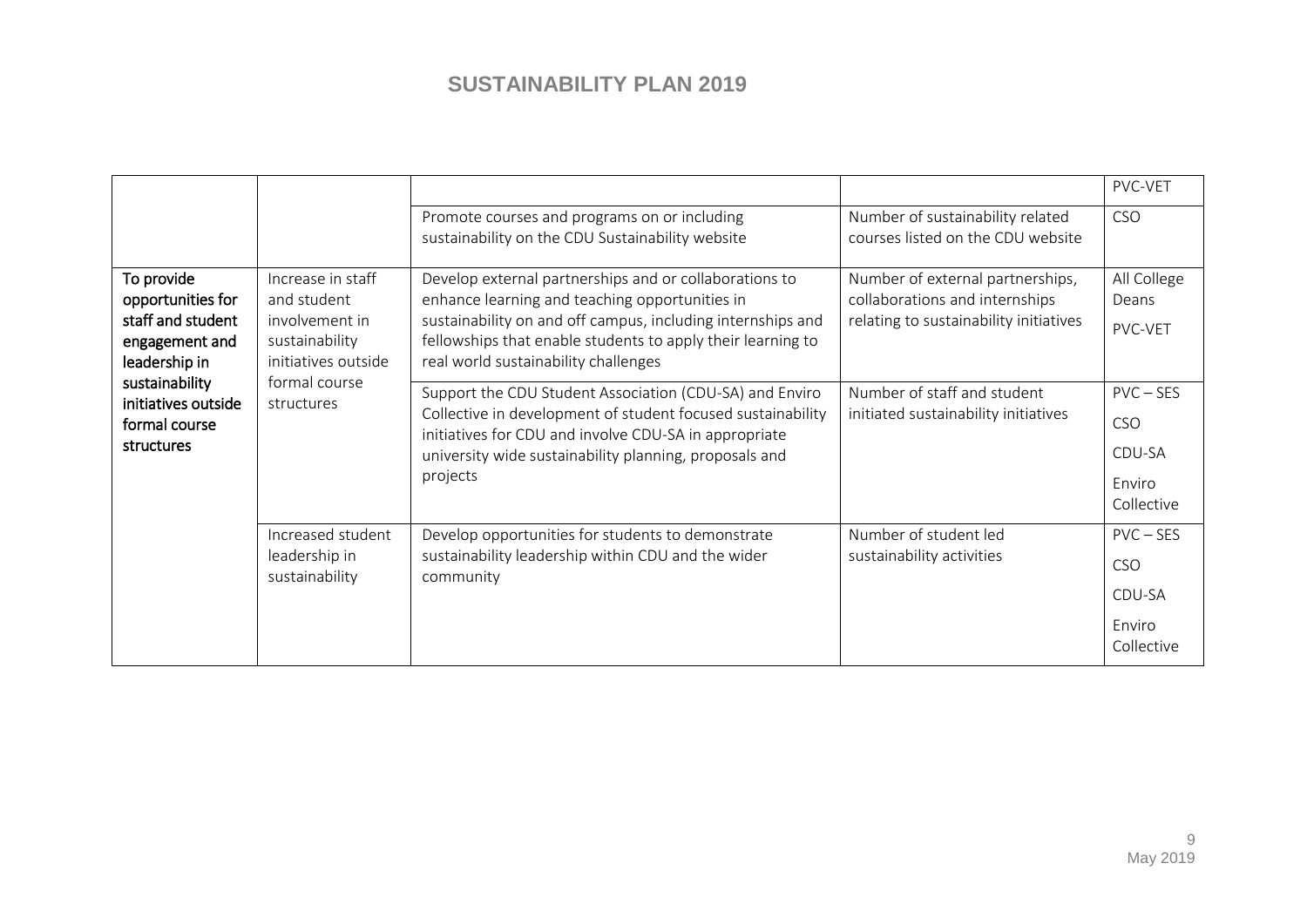| | | | | PVC-VET |
|---|---|---|---|---|
| | | Promote courses and programs on or including sustainability on the CDU Sustainability website | Number of sustainability related courses listed on the CDU website | CSO |
| **To provide opportunities for staff and student engagement and leadership in sustainability initiatives outside formal course structures** | Increase in staff and student involvement in sustainability initiatives outside formal course structures | Develop external partnerships and or collaborations to enhance learning and teaching opportunities in sustainability on and off campus, including internships and fellowships that enable students to apply their learning to real world sustainability challenges | Number of external partnerships, collaborations and internships relating to sustainability initiatives | All College Deans<br>PVC-VET |
| | | Support the CDU Student Association (CDU-SA) and Enviro Collective in development of student focused sustainability initiatives for CDU and involve CDU-SA in appropriate university wide sustainability planning, proposals and projects | Number of staff and student initiated sustainability initiatives | PVC – SES<br>CSO<br>CDU-SA<br>Enviro Collective |
| | Increased student leadership in sustainability | Develop opportunities for students to demonstrate sustainability leadership within CDU and the wider community | Number of student led sustainability activities | PVC – SES<br>CSO<br>CDU-SA<br>Enviro Collective |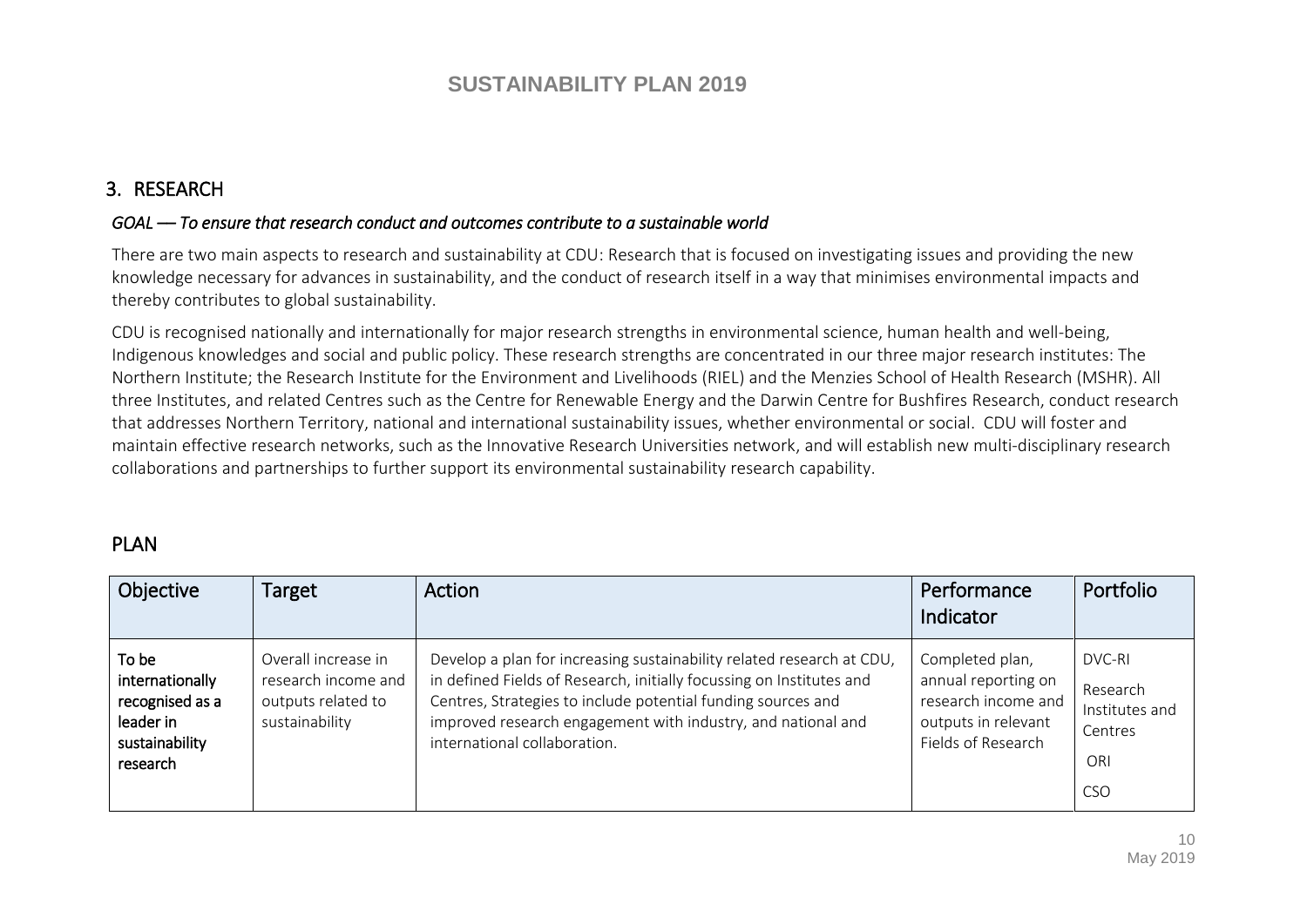## 3. RESEARCH

*GOAL — To ensure that research conduct and outcomes contribute to a sustainable world*

There are two main aspects to research and sustainability at CDU: Research that is focused on investigating issues and providing the new knowledge necessary for advances in sustainability, and the conduct of research itself in a way that minimises environmental impacts and thereby contributes to global sustainability.

CDU is recognised nationally and internationally for major research strengths in environmental science, human health and well-being, Indigenous knowledges and social and public policy. These research strengths are concentrated in our three major research institutes: The Northern Institute; the Research Institute for the Environment and Livelihoods (RIEL) and the Menzies School of Health Research (MSHR). All three Institutes, and related Centres such as the Centre for Renewable Energy and the Darwin Centre for Bushfires Research, conduct research that addresses Northern Territory, national and international sustainability issues, whether environmental or social. CDU will foster and maintain effective research networks, such as the Innovative Research Universities network, and will establish new multi-disciplinary research collaborations and partnerships to further support its environmental sustainability research capability.

## PLAN

| Objective | Target | Action | Performance Indicator | Portfolio |
|---|---|---|---|---|
| **To be internationally recognised as a leader in sustainability research** | Overall increase in research income and outputs related to sustainability | Develop a plan for increasing sustainability related research at CDU, in defined Fields of Research, initially focussing on Institutes and Centres, Strategies to include potential funding sources and improved research engagement with industry, and national and international collaboration. | Completed plan, annual reporting on research income and outputs in relevant Fields of Research | DVC-RI<br>Research Institutes and Centres<br>ORI<br>CSO |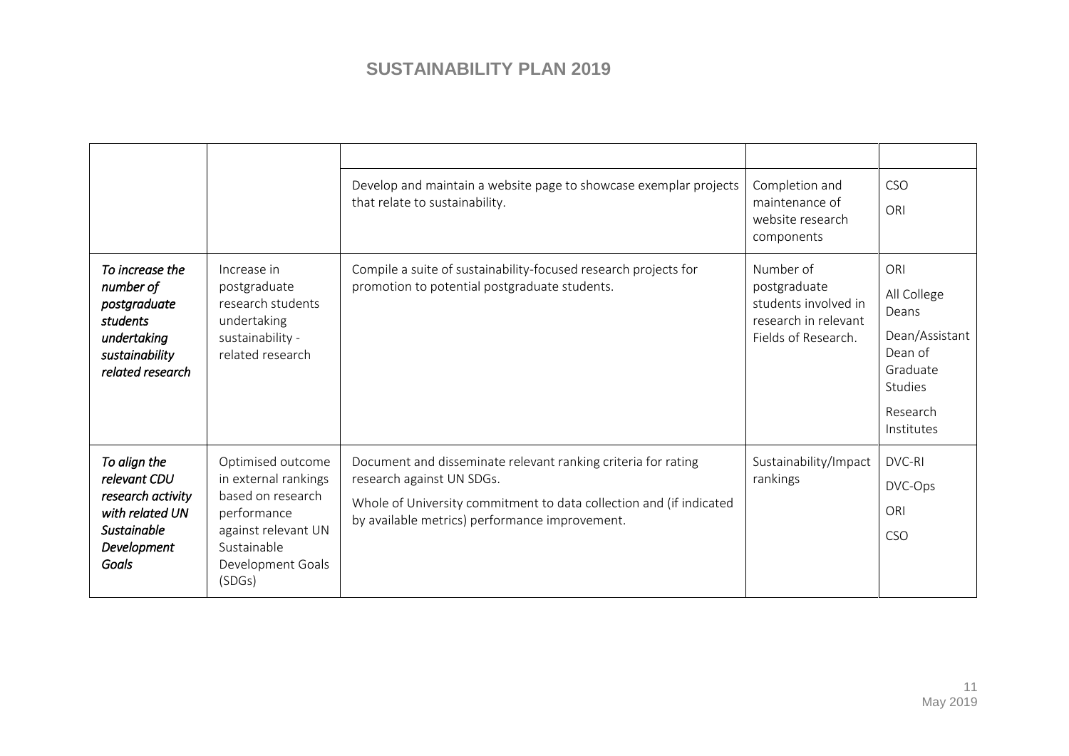|  |  |  |  |  |
|---|---|---|---|---|
|  |  | Develop and maintain a website page to showcase exemplar projects that relate to sustainability. | Completion and maintenance of website research components | CSO<br>ORI |
| *To increase the number of postgraduate students undertaking sustainability related research* | Increase in postgraduate research students undertaking sustainability - related research | Compile a suite of sustainability-focused research projects for promotion to potential postgraduate students. | Number of postgraduate students involved in research in relevant Fields of Research. | ORI<br>All College Deans<br>Dean/Assistant Dean of Graduate Studies<br>Research Institutes |
| *To align the relevant CDU research activity with related UN Sustainable Development Goals* | Optimised outcome in external rankings based on research performance against relevant UN Sustainable Development Goals (SDGs) | Document and disseminate relevant ranking criteria for rating research against UN SDGs.<br>Whole of University commitment to data collection and (if indicated by available metrics) performance improvement. | Sustainability/Impact rankings | DVC-RI<br>DVC-Ops<br>ORI<br>CSO |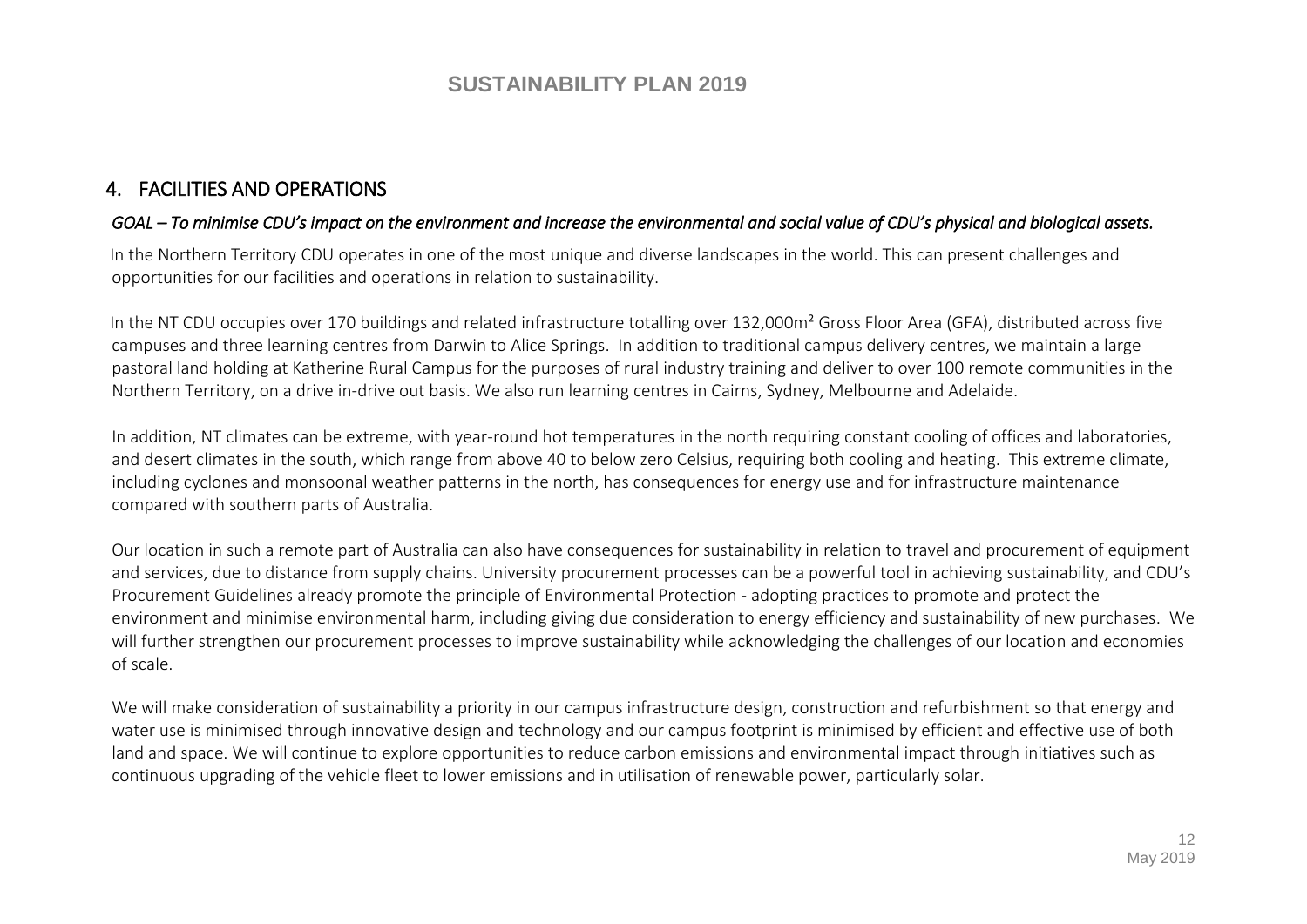## 4. FACILITIES AND OPERATIONS

*GOAL – To minimise CDU's impact on the environment and increase the environmental and social value of CDU's physical and biological assets.*

In the Northern Territory CDU operates in one of the most unique and diverse landscapes in the world. This can present challenges and opportunities for our facilities and operations in relation to sustainability.

In the NT CDU occupies over 170 buildings and related infrastructure totalling over 132,000m² Gross Floor Area (GFA), distributed across five campuses and three learning centres from Darwin to Alice Springs. In addition to traditional campus delivery centres, we maintain a large pastoral land holding at Katherine Rural Campus for the purposes of rural industry training and deliver to over 100 remote communities in the Northern Territory, on a drive in-drive out basis. We also run learning centres in Cairns, Sydney, Melbourne and Adelaide.

In addition, NT climates can be extreme, with year-round hot temperatures in the north requiring constant cooling of offices and laboratories, and desert climates in the south, which range from above 40 to below zero Celsius, requiring both cooling and heating. This extreme climate, including cyclones and monsoonal weather patterns in the north, has consequences for energy use and for infrastructure maintenance compared with southern parts of Australia.

Our location in such a remote part of Australia can also have consequences for sustainability in relation to travel and procurement of equipment and services, due to distance from supply chains. University procurement processes can be a powerful tool in achieving sustainability, and CDU's Procurement Guidelines already promote the principle of Environmental Protection - adopting practices to promote and protect the environment and minimise environmental harm, including giving due consideration to energy efficiency and sustainability of new purchases. We will further strengthen our procurement processes to improve sustainability while acknowledging the challenges of our location and economies of scale.

We will make consideration of sustainability a priority in our campus infrastructure design, construction and refurbishment so that energy and water use is minimised through innovative design and technology and our campus footprint is minimised by efficient and effective use of both land and space. We will continue to explore opportunities to reduce carbon emissions and environmental impact through initiatives such as continuous upgrading of the vehicle fleet to lower emissions and in utilisation of renewable power, particularly solar.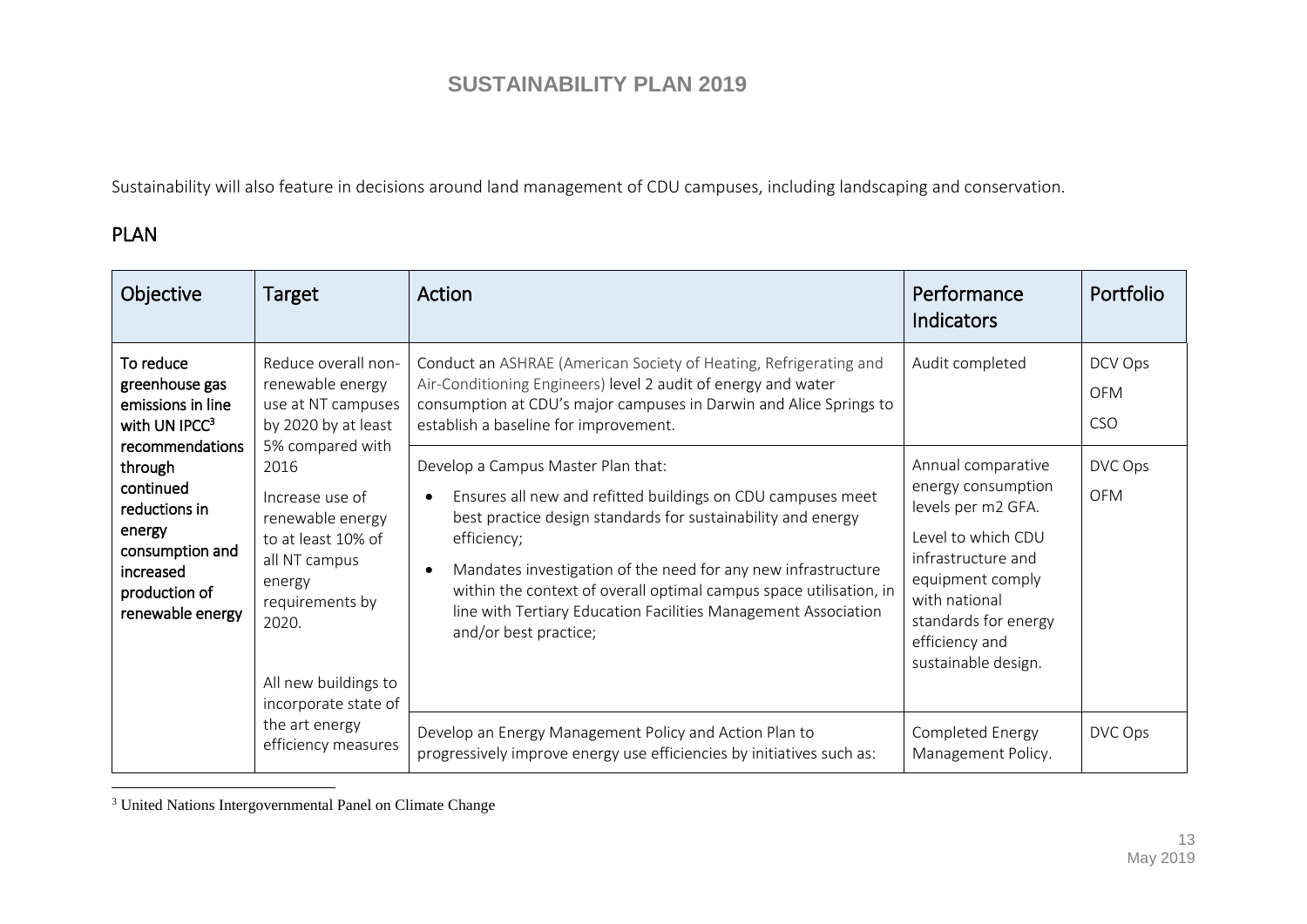Sustainability will also feature in decisions around land management of CDU campuses, including landscaping and conservation.

## PLAN

| Objective | Target | Action | Performance Indicators | Portfolio |
|---|---|---|---|---|
| To reduce greenhouse gas emissions in line with UN IPCC[3] recommendations through continued reductions in energy consumption and increased production of renewable energy | Reduce overall non-renewable energy use at NT campuses by 2020 by at least 5% compared with 2016<br><br>Increase use of renewable energy to at least 10% of all NT campus energy requirements by 2020.<br><br>All new buildings to incorporate state of the art energy efficiency measures | Conduct an ASHRAE (American Society of Heating, Refrigerating and Air-Conditioning Engineers) level 2 audit of energy and water consumption at CDU's major campuses in Darwin and Alice Springs to establish a baseline for improvement. | Audit completed | DCV Ops<br>OFM<br>CSO |
| | | Develop a Campus Master Plan that:<br>• Ensures all new and refitted buildings on CDU campuses meet best practice design standards for sustainability and energy efficiency;<br>• Mandates investigation of the need for any new infrastructure within the context of overall optimal campus space utilisation, in line with Tertiary Education Facilities Management Association and/or best practice; | Annual comparative energy consumption levels per m2 GFA.<br><br>Level to which CDU infrastructure and equipment comply with national standards for energy efficiency and sustainable design. | DVC Ops<br>OFM |
| | | Develop an Energy Management Policy and Action Plan to progressively improve energy use efficiencies by initiatives such as: | Completed Energy Management Policy. | DVC Ops |

[3] United Nations Intergovernmental Panel on Climate Change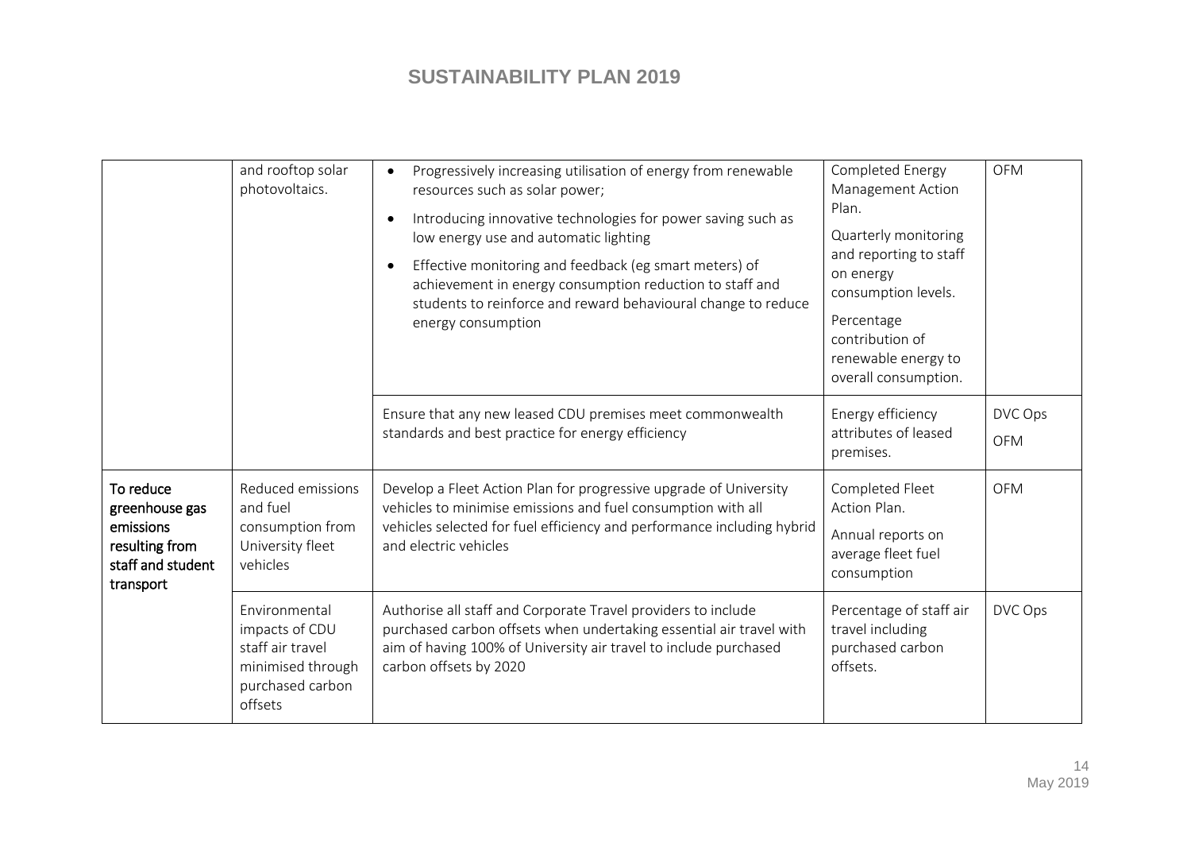| | | | | |
|---|---|---|---|---|
| | and rooftop solar photovoltaics. | • Progressively increasing utilisation of energy from renewable resources such as solar power;<br>• Introducing innovative technologies for power saving such as low energy use and automatic lighting<br>• Effective monitoring and feedback (eg smart meters) of achievement in energy consumption reduction to staff and students to reinforce and reward behavioural change to reduce energy consumption | Completed Energy Management Action Plan.<br>Quarterly monitoring and reporting to staff on energy consumption levels.<br>Percentage contribution of renewable energy to overall consumption. | OFM |
| | | Ensure that any new leased CDU premises meet commonwealth standards and best practice for energy efficiency | Energy efficiency attributes of leased premises. | DVC Ops<br>OFM |
| **To reduce greenhouse gas emissions resulting from staff and student transport** | Reduced emissions and fuel consumption from University fleet vehicles | Develop a Fleet Action Plan for progressive upgrade of University vehicles to minimise emissions and fuel consumption with all vehicles selected for fuel efficiency and performance including hybrid and electric vehicles | Completed Fleet Action Plan.<br>Annual reports on average fleet fuel consumption | OFM |
| | Environmental impacts of CDU staff air travel minimised through purchased carbon offsets | Authorise all staff and Corporate Travel providers to include purchased carbon offsets when undertaking essential air travel with aim of having 100% of University air travel to include purchased carbon offsets by 2020 | Percentage of staff air travel including purchased carbon offsets. | DVC Ops |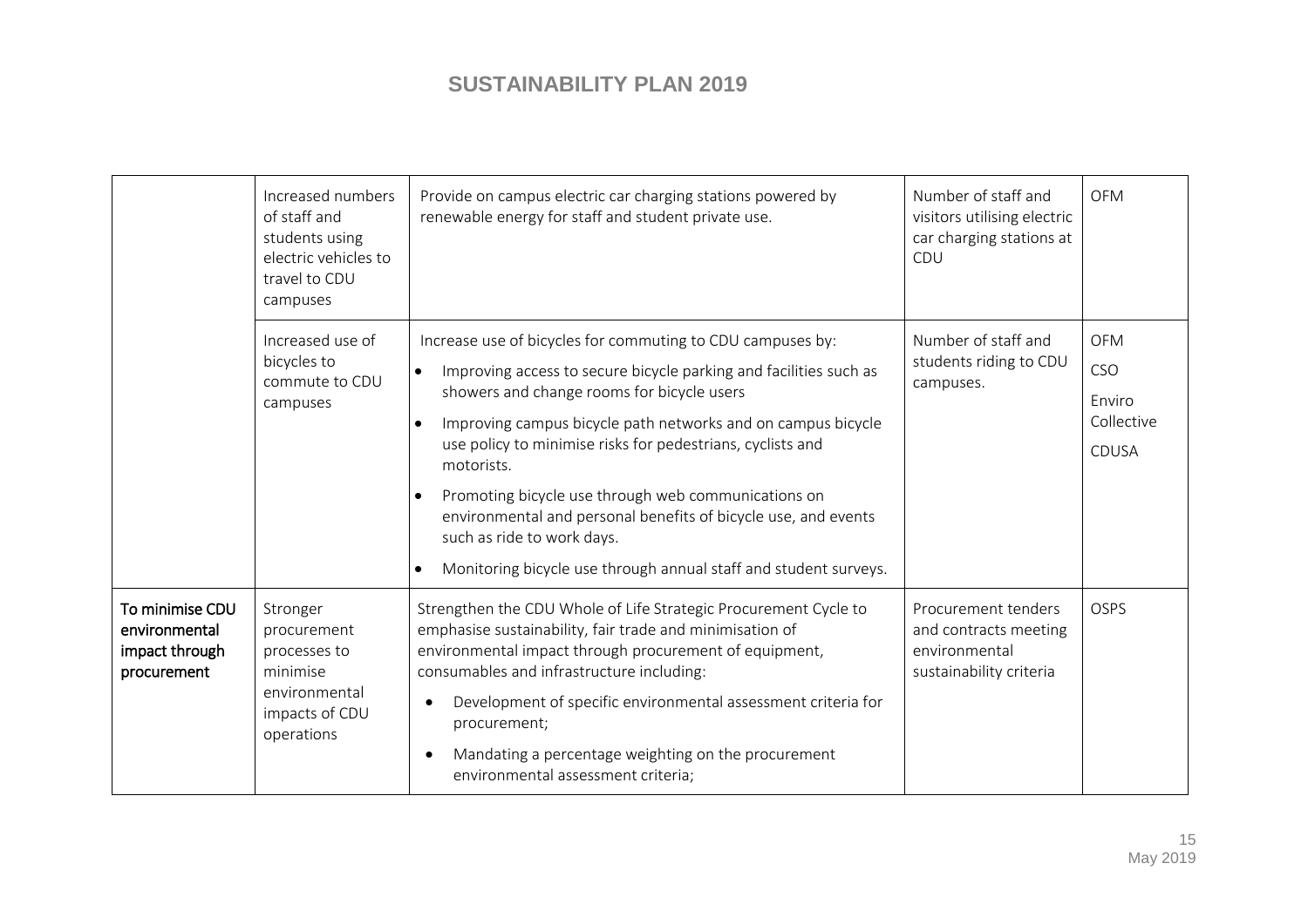| | | | | |
|---|---|---|---|---|
| | Increased numbers of staff and students using electric vehicles to travel to CDU campuses | Provide on campus electric car charging stations powered by renewable energy for staff and student private use. | Number of staff and visitors utilising electric car charging stations at CDU | OFM |
| | Increased use of bicycles to commute to CDU campuses | Increase use of bicycles for commuting to CDU campuses by:<br>• Improving access to secure bicycle parking and facilities such as showers and change rooms for bicycle users<br>• Improving campus bicycle path networks and on campus bicycle use policy to minimise risks for pedestrians, cyclists and motorists.<br>• Promoting bicycle use through web communications on environmental and personal benefits of bicycle use, and events such as ride to work days.<br>• Monitoring bicycle use through annual staff and student surveys. | Number of staff and students riding to CDU campuses. | OFM<br>CSO<br>Enviro Collective<br>CDUSA |
| **To minimise CDU environmental impact through procurement** | Stronger procurement processes to minimise environmental impacts of CDU operations | Strengthen the CDU Whole of Life Strategic Procurement Cycle to emphasise sustainability, fair trade and minimisation of environmental impact through procurement of equipment, consumables and infrastructure including:<br>• Development of specific environmental assessment criteria for procurement;<br>• Mandating a percentage weighting on the procurement environmental assessment criteria; | Procurement tenders and contracts meeting environmental sustainability criteria | OSPS |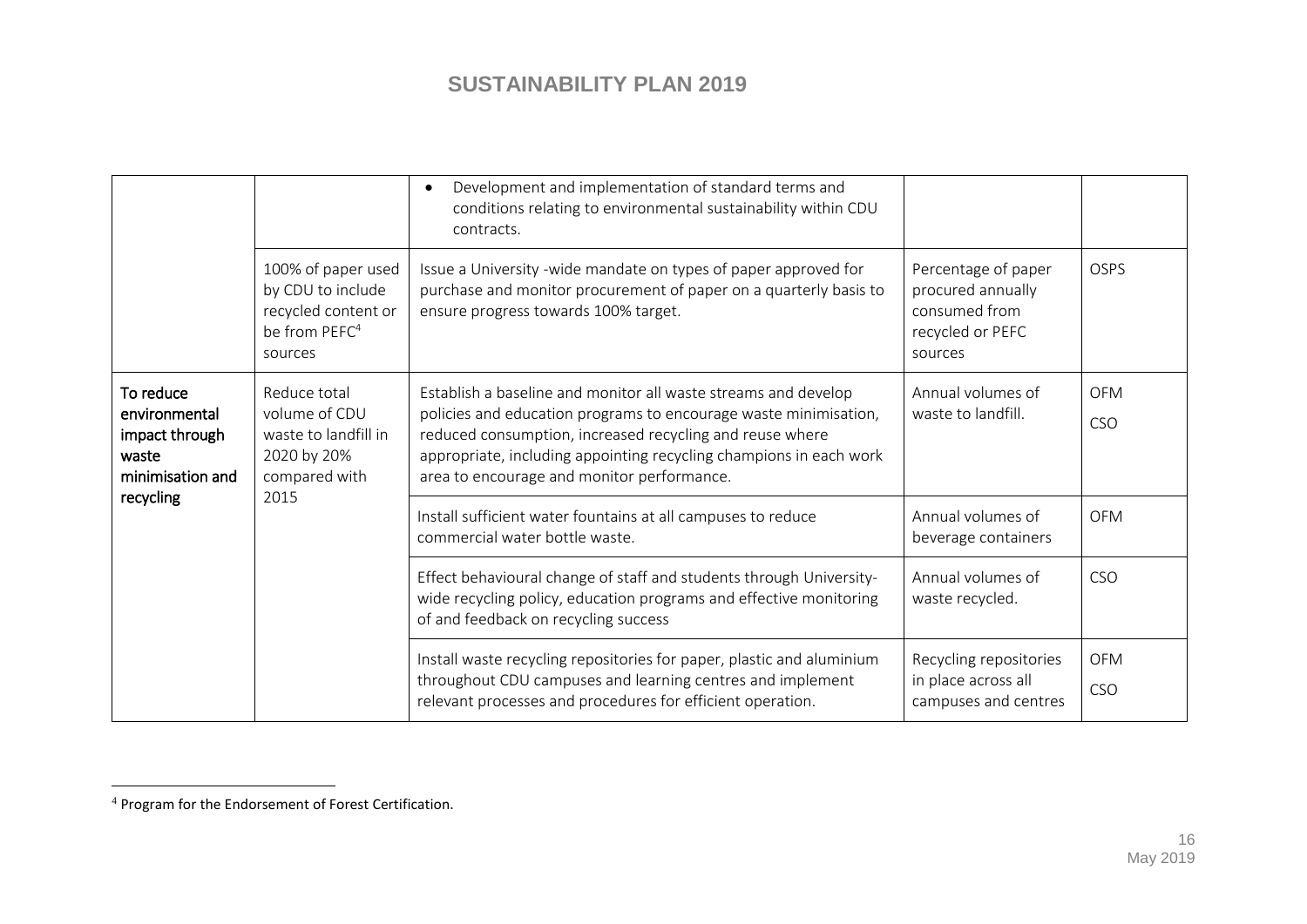| | | | | |
|---|---|---|---|---|
| | | • Development and implementation of standard terms and conditions relating to environmental sustainability within CDU contracts. | | |
| | 100% of paper used by CDU to include recycled content or be from PEFC[4] sources | Issue a University -wide mandate on types of paper approved for purchase and monitor procurement of paper on a quarterly basis to ensure progress towards 100% target. | Percentage of paper procured annually consumed from recycled or PEFC sources | OSPS |
| To reduce environmental impact through waste minimisation and recycling | Reduce total volume of CDU waste to landfill in 2020 by 20% compared with 2015 | Establish a baseline and monitor all waste streams and develop policies and education programs to encourage waste minimisation, reduced consumption, increased recycling and reuse where appropriate, including appointing recycling champions in each work area to encourage and monitor performance. | Annual volumes of waste to landfill. | OFM<br>CSO |
| | | Install sufficient water fountains at all campuses to reduce commercial water bottle waste. | Annual volumes of beverage containers | OFM |
| | | Effect behavioural change of staff and students through University-wide recycling policy, education programs and effective monitoring of and feedback on recycling success | Annual volumes of waste recycled. | CSO |
| | | Install waste recycling repositories for paper, plastic and aluminium throughout CDU campuses and learning centres and implement relevant processes and procedures for efficient operation. | Recycling repositories in place across all campuses and centres | OFM<br>CSO |

[4] Program for the Endorsement of Forest Certification.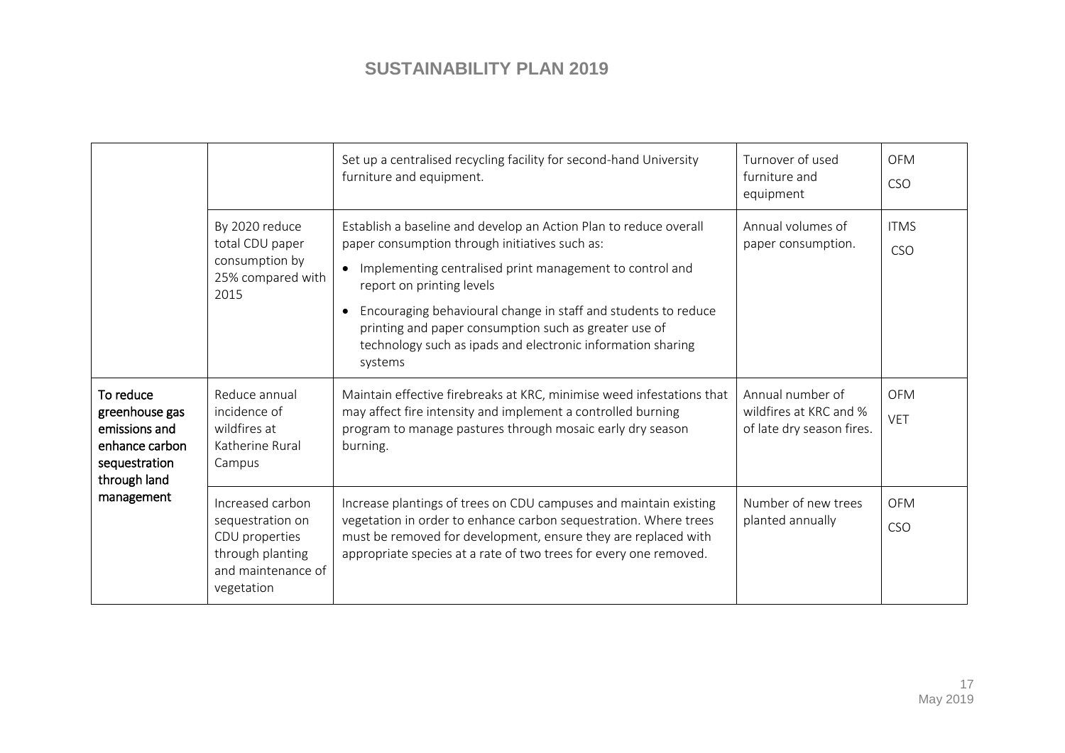| | | | | |
|---|---|---|---|---|
| | | Set up a centralised recycling facility for second-hand University furniture and equipment. | Turnover of used furniture and equipment | OFM CSO |
| | By 2020 reduce total CDU paper consumption by 25% compared with 2015 | Establish a baseline and develop an Action Plan to reduce overall paper consumption through initiatives such as:<br>• Implementing centralised print management to control and report on printing levels<br>• Encouraging behavioural change in staff and students to reduce printing and paper consumption such as greater use of technology such as ipads and electronic information sharing systems | Annual volumes of paper consumption. | ITMS CSO |
| To reduce greenhouse gas emissions and enhance carbon sequestration through land management | Reduce annual incidence of wildfires at Katherine Rural Campus | Maintain effective firebreaks at KRC, minimise weed infestations that may affect fire intensity and implement a controlled burning program to manage pastures through mosaic early dry season burning. | Annual number of wildfires at KRC and % of late dry season fires. | OFM VET |
| | Increased carbon sequestration on CDU properties through planting and maintenance of vegetation | Increase plantings of trees on CDU campuses and maintain existing vegetation in order to enhance carbon sequestration. Where trees must be removed for development, ensure they are replaced with appropriate species at a rate of two trees for every one removed. | Number of new trees planted annually | OFM CSO |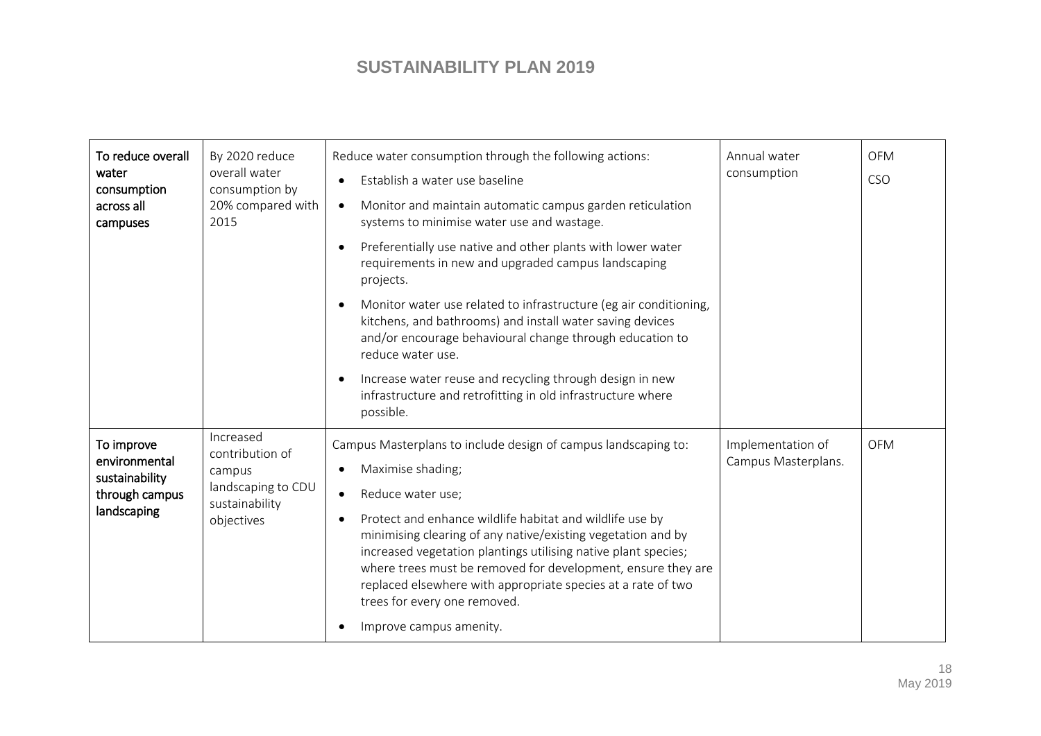| | | | | |
|---|---|---|---|---|
| To reduce overall water consumption across all campuses | By 2020 reduce overall water consumption by 20% compared with 2015 | Reduce water consumption through the following actions:<br>• Establish a water use baseline<br>• Monitor and maintain automatic campus garden reticulation systems to minimise water use and wastage.<br>• Preferentially use native and other plants with lower water requirements in new and upgraded campus landscaping projects.<br>• Monitor water use related to infrastructure (eg air conditioning, kitchens, and bathrooms) and install water saving devices and/or encourage behavioural change through education to reduce water use.<br>• Increase water reuse and recycling through design in new infrastructure and retrofitting in old infrastructure where possible. | Annual water consumption | OFM<br>CSO |
| To improve environmental sustainability through campus landscaping | Increased contribution of campus landscaping to CDU sustainability objectives | Campus Masterplans to include design of campus landscaping to:<br>• Maximise shading;<br>• Reduce water use;<br>• Protect and enhance wildlife habitat and wildlife use by minimising clearing of any native/existing vegetation and by increased vegetation plantings utilising native plant species; where trees must be removed for development, ensure they are replaced elsewhere with appropriate species at a rate of two trees for every one removed.<br>• Improve campus amenity. | Implementation of Campus Masterplans. | OFM |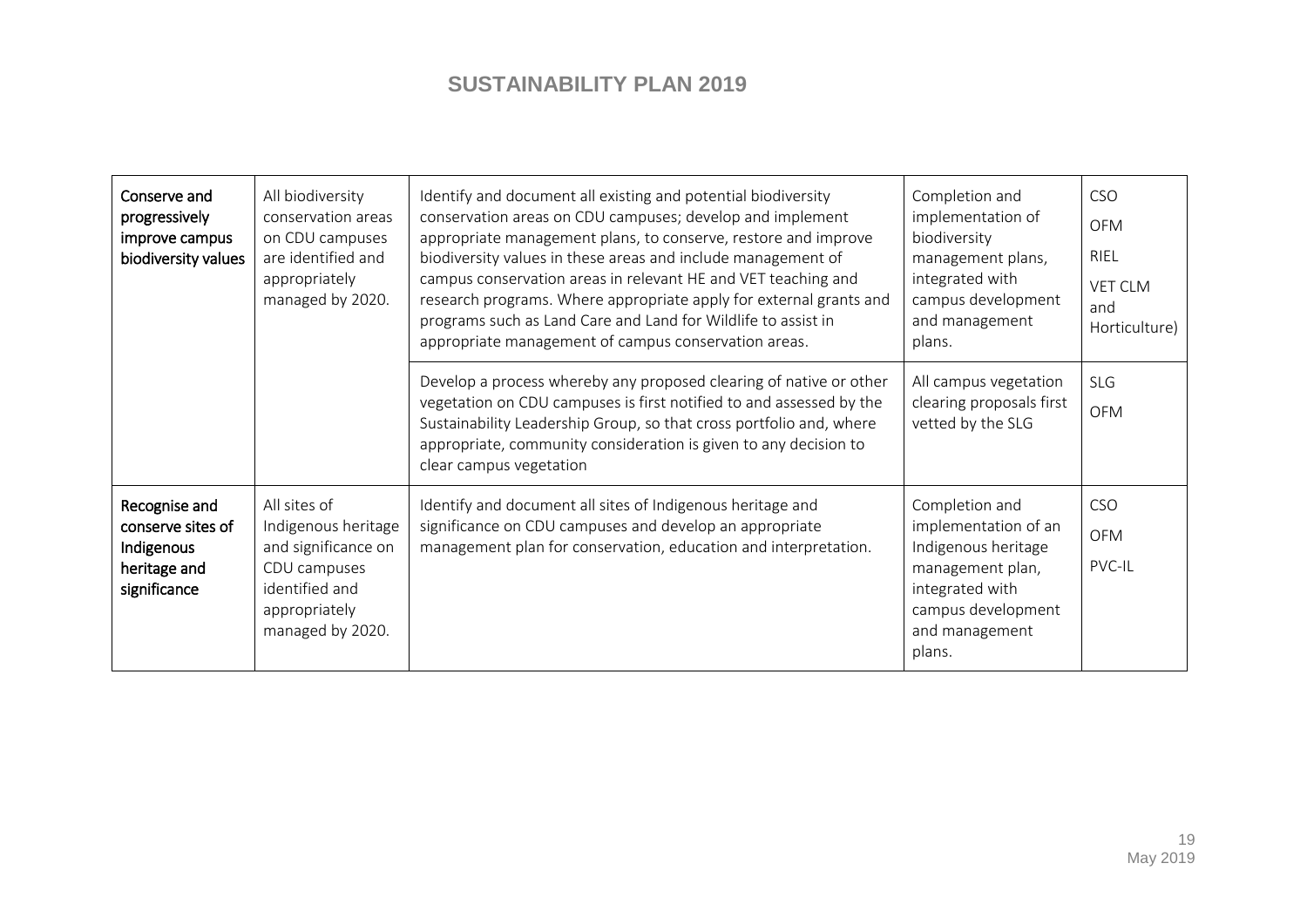| Conserve and progressively improve campus biodiversity values | All biodiversity conservation areas on CDU campuses are identified and appropriately managed by 2020. | Identify and document all existing and potential biodiversity conservation areas on CDU campuses; develop and implement appropriate management plans, to conserve, restore and improve biodiversity values in these areas and include management of campus conservation areas in relevant HE and VET teaching and research programs. Where appropriate apply for external grants and programs such as Land Care and Land for Wildlife to assist in appropriate management of campus conservation areas. | Completion and implementation of biodiversity management plans, integrated with campus development and management plans. | CSO<br>OFM<br>RIEL<br>VET CLM and Horticulture) |
|---|---|---|---|---|
| | | Develop a process whereby any proposed clearing of native or other vegetation on CDU campuses is first notified to and assessed by the Sustainability Leadership Group, so that cross portfolio and, where appropriate, community consideration is given to any decision to clear campus vegetation | All campus vegetation clearing proposals first vetted by the SLG | SLG<br>OFM |
| Recognise and conserve sites of Indigenous heritage and significance | All sites of Indigenous heritage and significance on CDU campuses identified and appropriately managed by 2020. | Identify and document all sites of Indigenous heritage and significance on CDU campuses and develop an appropriate management plan for conservation, education and interpretation. | Completion and implementation of an Indigenous heritage management plan, integrated with campus development and management plans. | CSO<br>OFM<br>PVC-IL |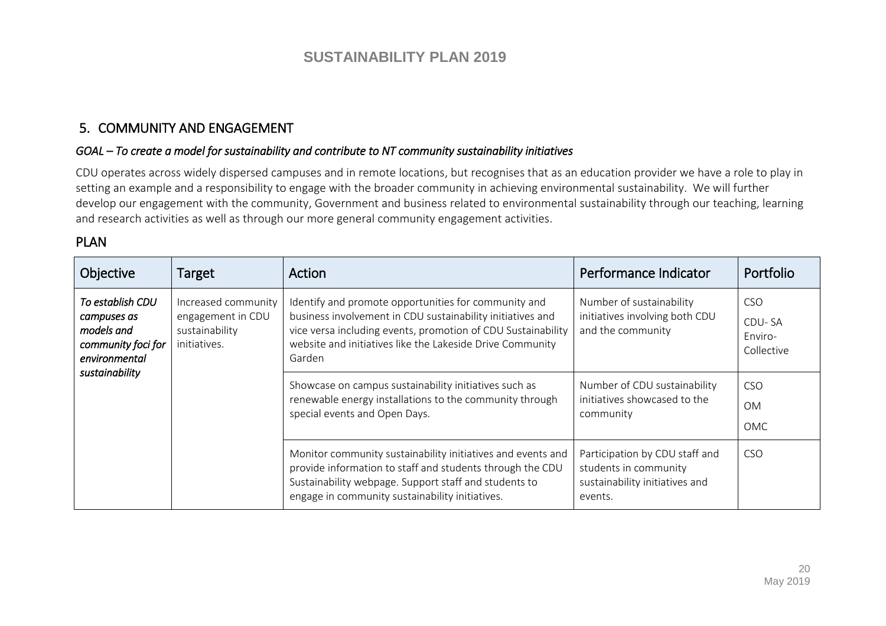## 5. COMMUNITY AND ENGAGEMENT

*GOAL – To create a model for sustainability and contribute to NT community sustainability initiatives*

CDU operates across widely dispersed campuses and in remote locations, but recognises that as an education provider we have a role to play in setting an example and a responsibility to engage with the broader community in achieving environmental sustainability. We will further develop our engagement with the community, Government and business related to environmental sustainability through our teaching, learning and research activities as well as through our more general community engagement activities.

## PLAN

| Objective | Target | Action | Performance Indicator | Portfolio |
|---|---|---|---|---|
| *To establish CDU campuses as models and community foci for environmental sustainability* | Increased community engagement in CDU sustainability initiatives. | Identify and promote opportunities for community and business involvement in CDU sustainability initiatives and vice versa including events, promotion of CDU Sustainability website and initiatives like the Lakeside Drive Community Garden | Number of sustainability initiatives involving both CDU and the community | CSO<br>CDU- SA Enviro-Collective |
| | | Showcase on campus sustainability initiatives such as renewable energy installations to the community through special events and Open Days. | Number of CDU sustainability initiatives showcased to the community | CSO<br>OM<br>OMC |
| | | Monitor community sustainability initiatives and events and provide information to staff and students through the CDU Sustainability webpage. Support staff and students to engage in community sustainability initiatives. | Participation by CDU staff and students in community sustainability initiatives and events. | CSO |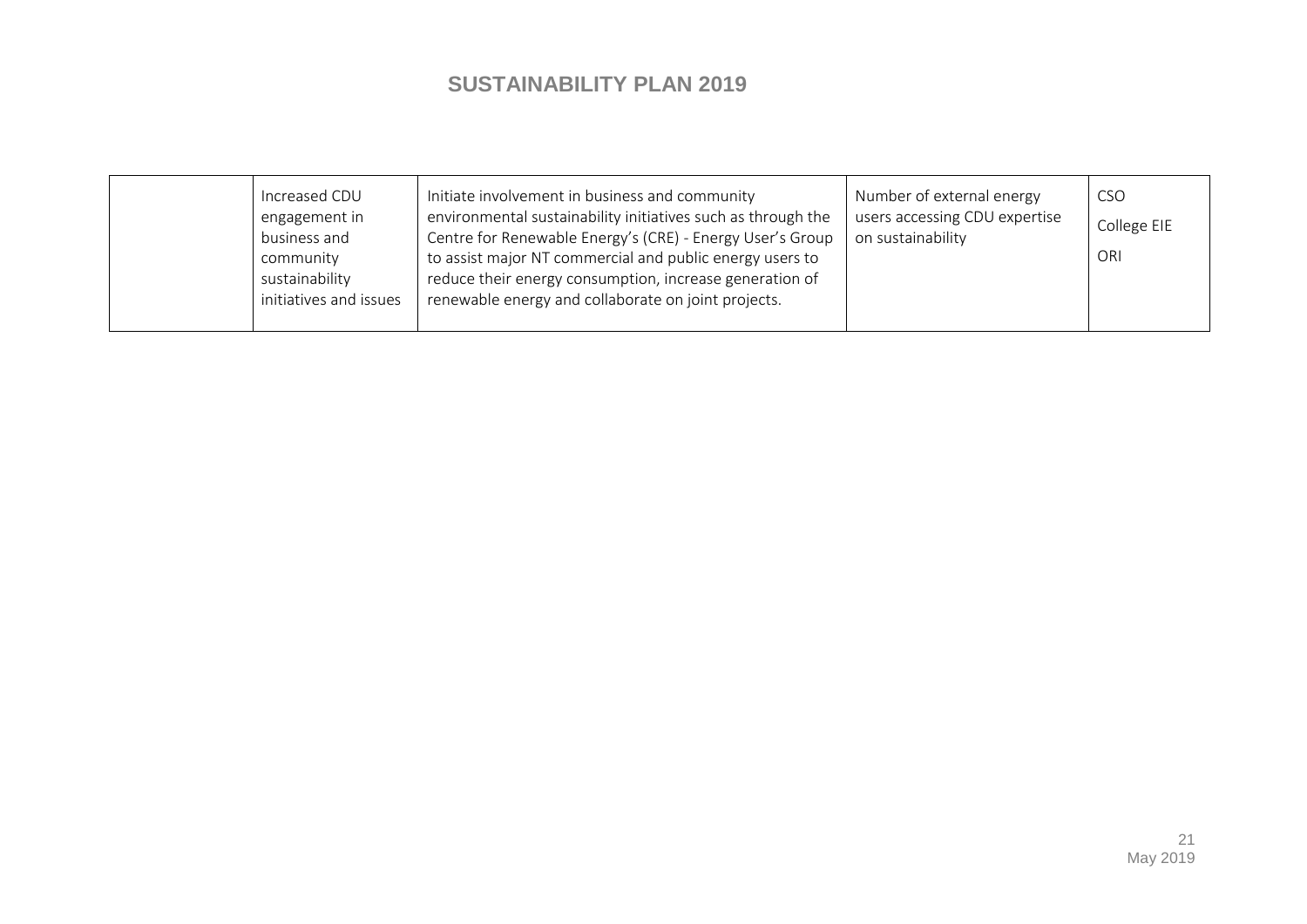| | | | | |
|---|---|---|---|---|
| | Increased CDU engagement in business and community sustainability initiatives and issues | Initiate involvement in business and community environmental sustainability initiatives such as through the Centre for Renewable Energy's (CRE) - Energy User's Group to assist major NT commercial and public energy users to reduce their energy consumption, increase generation of renewable energy and collaborate on joint projects. | Number of external energy users accessing CDU expertise on sustainability | CSO<br>College EIE<br>ORI |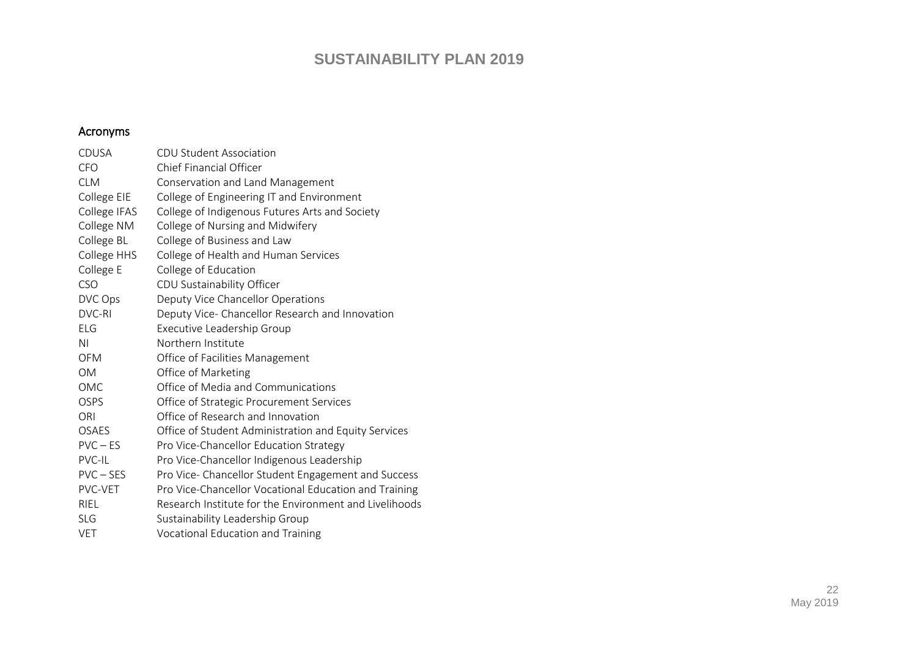## Acronyms

| | |
|---|---|
| CDUSA | CDU Student Association |
| CFO | Chief Financial Officer |
| CLM | Conservation and Land Management |
| College EIE | College of Engineering IT and Environment |
| College IFAS | College of Indigenous Futures Arts and Society |
| College NM | College of Nursing and Midwifery |
| College BL | College of Business and Law |
| College HHS | College of Health and Human Services |
| College E | College of Education |
| CSO | CDU Sustainability Officer |
| DVC Ops | Deputy Vice Chancellor Operations |
| DVC-RI | Deputy Vice- Chancellor Research and Innovation |
| ELG | Executive Leadership Group |
| NI | Northern Institute |
| OFM | Office of Facilities Management |
| OM | Office of Marketing |
| OMC | Office of Media and Communications |
| OSPS | Office of Strategic Procurement Services |
| ORI | Office of Research and Innovation |
| OSAES | Office of Student Administration and Equity Services |
| PVC – ES | Pro Vice-Chancellor Education Strategy |
| PVC-IL | Pro Vice-Chancellor Indigenous Leadership |
| PVC – SES | Pro Vice- Chancellor Student Engagement and Success |
| PVC-VET | Pro Vice-Chancellor Vocational Education and Training |
| RIEL | Research Institute for the Environment and Livelihoods |
| SLG | Sustainability Leadership Group |
| VET | Vocational Education and Training |